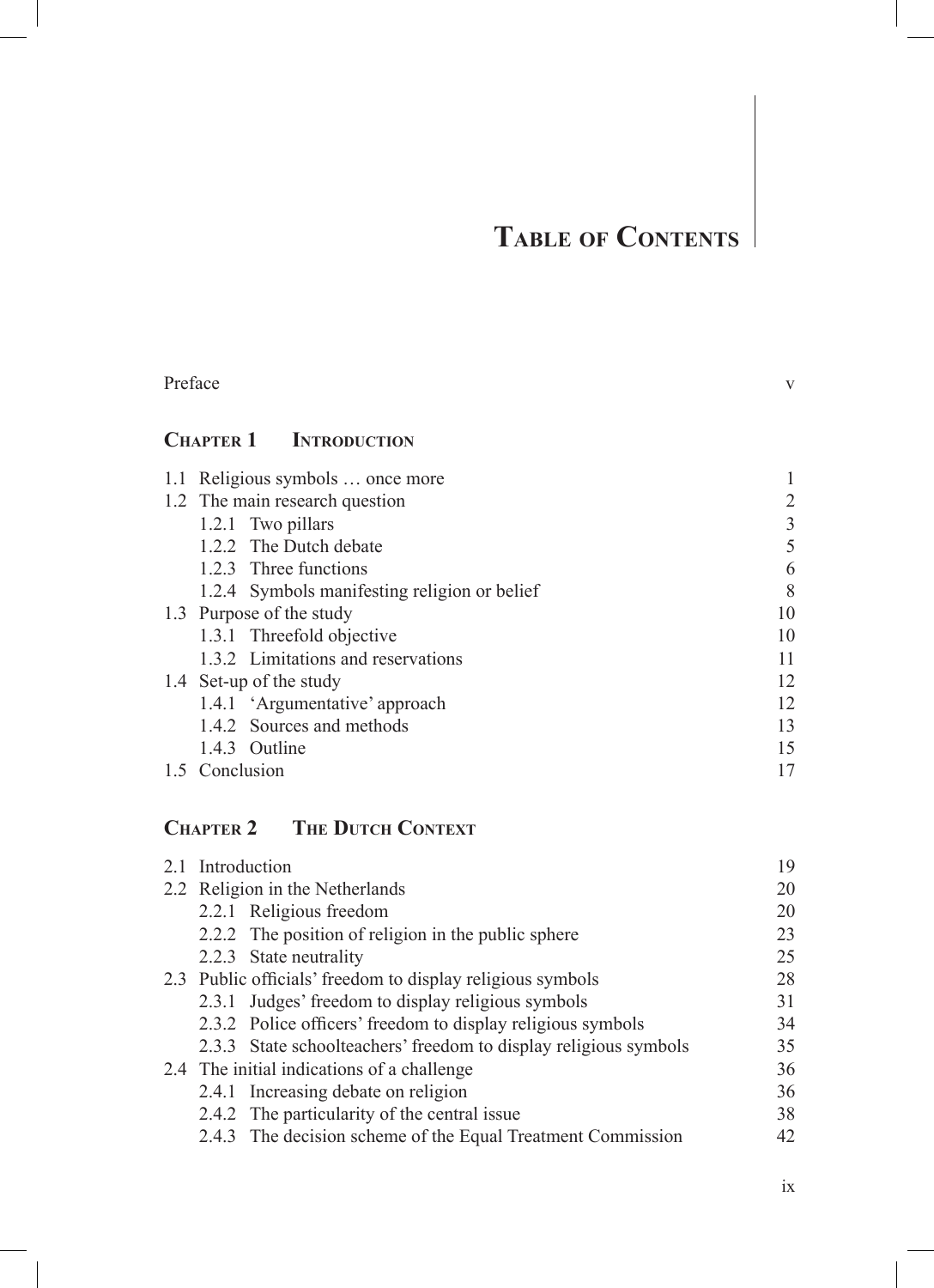# Table of Contents

Preface v

## Chapter 1 Introduction

1.1 Religious symbols … once more 1
1.2 The main research question 2
  1.2.1 Two pillars 3
  1.2.2 The Dutch debate 5
  1.2.3 Three functions 6
  1.2.4 Symbols manifesting religion or belief 8
1.3 Purpose of the study 10
  1.3.1 Threefold objective 10
  1.3.2 Limitations and reservations 11
1.4 Set-up of the study 12
  1.4.1 'Argumentative' approach 12
  1.4.2 Sources and methods 13
  1.4.3 Outline 15
1.5 Conclusion 17

## Chapter 2 The Dutch Context

2.1 Introduction 19
2.2 Religion in the Netherlands 20
  2.2.1 Religious freedom 20
  2.2.2 The position of religion in the public sphere 23
  2.2.3 State neutrality 25
2.3 Public officials' freedom to display religious symbols 28
  2.3.1 Judges' freedom to display religious symbols 31
  2.3.2 Police officers' freedom to display religious symbols 34
  2.3.3 State schoolteachers' freedom to display religious symbols 35
2.4 The initial indications of a challenge 36
  2.4.1 Increasing debate on religion 36
  2.4.2 The particularity of the central issue 38
  2.4.3 The decision scheme of the Equal Treatment Commission 42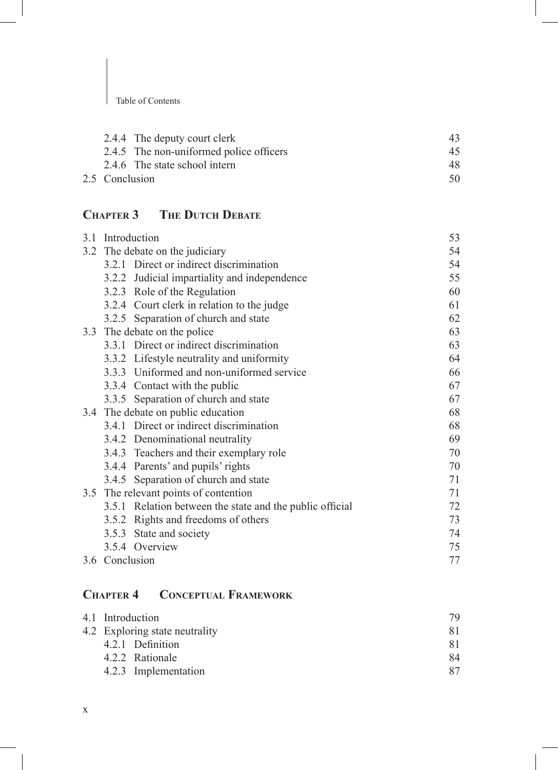2.4.4 The deputy court clerk 43
2.4.5 The non-uniformed police officers 45
2.4.6 The state school intern 48
2.5 Conclusion 50

## Chapter 3 The Dutch Debate

3.1 Introduction 53
3.2 The debate on the judiciary 54
3.2.1 Direct or indirect discrimination 54
3.2.2 Judicial impartiality and independence 55
3.2.3 Role of the Regulation 60
3.2.4 Court clerk in relation to the judge 61
3.2.5 Separation of church and state 62
3.3 The debate on the police 63
3.3.1 Direct or indirect discrimination 63
3.3.2 Lifestyle neutrality and uniformity 64
3.3.3 Uniformed and non-uniformed service 66
3.3.4 Contact with the public 67
3.3.5 Separation of church and state 67
3.4 The debate on public education 68
3.4.1 Direct or indirect discrimination 68
3.4.2 Denominational neutrality 69
3.4.3 Teachers and their exemplary role 70
3.4.4 Parents' and pupils' rights 70
3.4.5 Separation of church and state 71
3.5 The relevant points of contention 71
3.5.1 Relation between the state and the public official 72
3.5.2 Rights and freedoms of others 73
3.5.3 State and society 74
3.5.4 Overview 75
3.6 Conclusion 77

## Chapter 4 Conceptual Framework

4.1 Introduction 79
4.2 Exploring state neutrality 81
4.2.1 Definition 81
4.2.2 Rationale 84
4.2.3 Implementation 87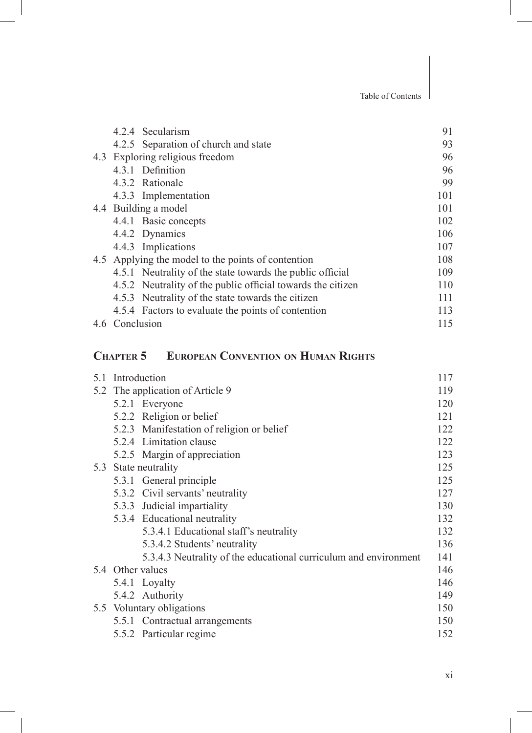4.2.4 Secularism 91
4.2.5 Separation of church and state 93

4.3 Exploring religious freedom 96
4.3.1 Definition 96
4.3.2 Rationale 99
4.3.3 Implementation 101

4.4 Building a model 101
4.4.1 Basic concepts 102
4.4.2 Dynamics 106
4.4.3 Implications 107

4.5 Applying the model to the points of contention 108
4.5.1 Neutrality of the state towards the public official 109
4.5.2 Neutrality of the public official towards the citizen 110
4.5.3 Neutrality of the state towards the citizen 111
4.5.4 Factors to evaluate the points of contention 113

4.6 Conclusion 115

## Chapter 5 European Convention on Human Rights

5.1 Introduction 117

5.2 The application of Article 9 119
5.2.1 Everyone 120
5.2.2 Religion or belief 121
5.2.3 Manifestation of religion or belief 122
5.2.4 Limitation clause 122
5.2.5 Margin of appreciation 123

5.3 State neutrality 125
5.3.1 General principle 125
5.3.2 Civil servants' neutrality 127
5.3.3 Judicial impartiality 130
5.3.4 Educational neutrality 132
5.3.4.1 Educational staff's neutrality 132
5.3.4.2 Students' neutrality 136
5.3.4.3 Neutrality of the educational curriculum and environment 141

5.4 Other values 146
5.4.1 Loyalty 146
5.4.2 Authority 149

5.5 Voluntary obligations 150
5.5.1 Contractual arrangements 150
5.5.2 Particular regime 152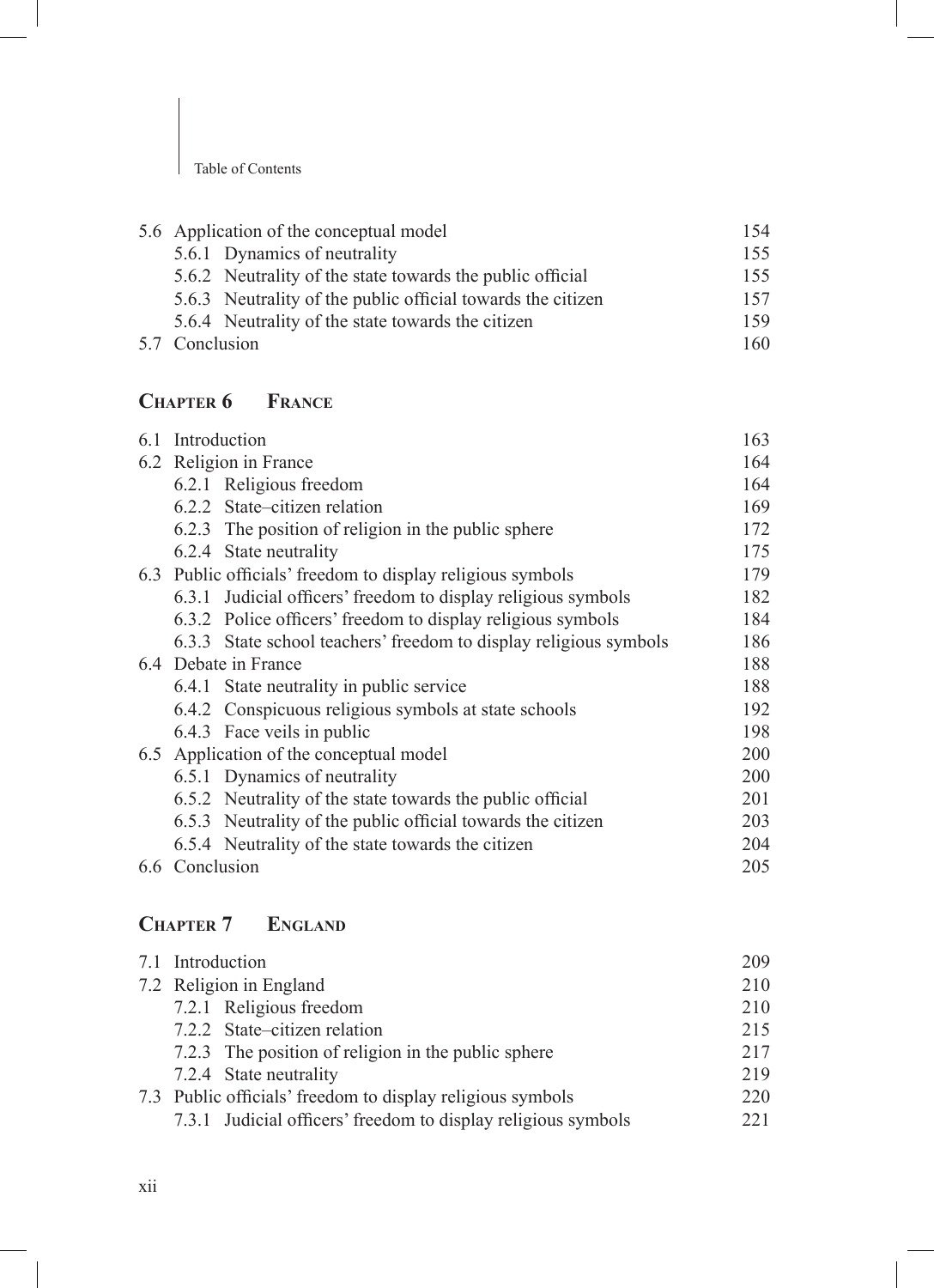5.6 Application of the conceptual model 154
  5.6.1 Dynamics of neutrality 155
  5.6.2 Neutrality of the state towards the public official 155
  5.6.3 Neutrality of the public official towards the citizen 157
  5.6.4 Neutrality of the state towards the citizen 159
5.7 Conclusion 160

## Chapter 6 France

6.1 Introduction 163
6.2 Religion in France 164
  6.2.1 Religious freedom 164
  6.2.2 State–citizen relation 169
  6.2.3 The position of religion in the public sphere 172
  6.2.4 State neutrality 175
6.3 Public officials' freedom to display religious symbols 179
  6.3.1 Judicial officers' freedom to display religious symbols 182
  6.3.2 Police officers' freedom to display religious symbols 184
  6.3.3 State school teachers' freedom to display religious symbols 186
6.4 Debate in France 188
  6.4.1 State neutrality in public service 188
  6.4.2 Conspicuous religious symbols at state schools 192
  6.4.3 Face veils in public 198
6.5 Application of the conceptual model 200
  6.5.1 Dynamics of neutrality 200
  6.5.2 Neutrality of the state towards the public official 201
  6.5.3 Neutrality of the public official towards the citizen 203
  6.5.4 Neutrality of the state towards the citizen 204
6.6 Conclusion 205

## Chapter 7 England

7.1 Introduction 209
7.2 Religion in England 210
  7.2.1 Religious freedom 210
  7.2.2 State–citizen relation 215
  7.2.3 The position of religion in the public sphere 217
  7.2.4 State neutrality 219
7.3 Public officials' freedom to display religious symbols 220
  7.3.1 Judicial officers' freedom to display religious symbols 221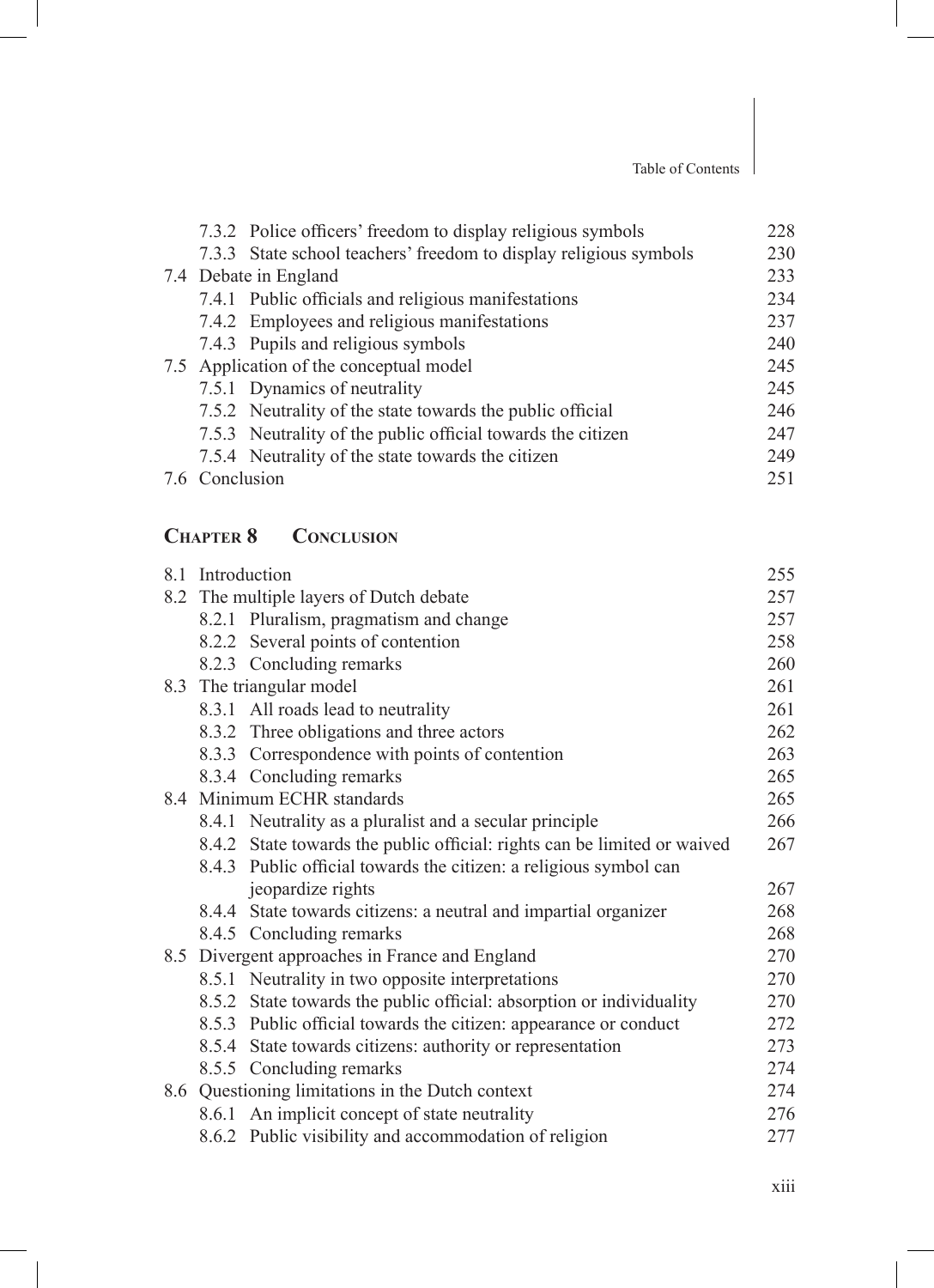7.3.2 Police officers' freedom to display religious symbols 228
7.3.3 State school teachers' freedom to display religious symbols 230
7.4 Debate in England 233
7.4.1 Public officials and religious manifestations 234
7.4.2 Employees and religious manifestations 237
7.4.3 Pupils and religious symbols 240
7.5 Application of the conceptual model 245
7.5.1 Dynamics of neutrality 245
7.5.2 Neutrality of the state towards the public official 246
7.5.3 Neutrality of the public official towards the citizen 247
7.5.4 Neutrality of the state towards the citizen 249
7.6 Conclusion 251

## Chapter 8 Conclusion

8.1 Introduction 255
8.2 The multiple layers of Dutch debate 257
8.2.1 Pluralism, pragmatism and change 257
8.2.2 Several points of contention 258
8.2.3 Concluding remarks 260
8.3 The triangular model 261
8.3.1 All roads lead to neutrality 261
8.3.2 Three obligations and three actors 262
8.3.3 Correspondence with points of contention 263
8.3.4 Concluding remarks 265
8.4 Minimum ECHR standards 265
8.4.1 Neutrality as a pluralist and a secular principle 266
8.4.2 State towards the public official: rights can be limited or waived 267
8.4.3 Public official towards the citizen: a religious symbol can jeopardize rights 267
8.4.4 State towards citizens: a neutral and impartial organizer 268
8.4.5 Concluding remarks 268
8.5 Divergent approaches in France and England 270
8.5.1 Neutrality in two opposite interpretations 270
8.5.2 State towards the public official: absorption or individuality 270
8.5.3 Public official towards the citizen: appearance or conduct 272
8.5.4 State towards citizens: authority or representation 273
8.5.5 Concluding remarks 274
8.6 Questioning limitations in the Dutch context 274
8.6.1 An implicit concept of state neutrality 276
8.6.2 Public visibility and accommodation of religion 277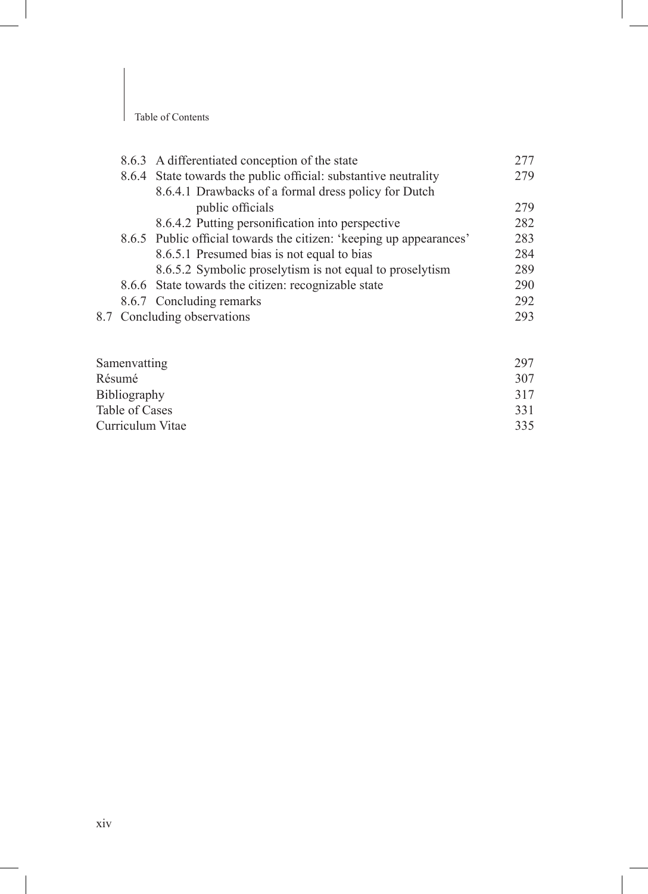| | | |
|---|---|---|
| 8.6.3 | A differentiated conception of the state | 277 |
| 8.6.4 | State towards the public official: substantive neutrality | 279 |
| | 8.6.4.1 Drawbacks of a formal dress policy for Dutch public officials | 279 |
| | 8.6.4.2 Putting personification into perspective | 282 |
| 8.6.5 | Public official towards the citizen: 'keeping up appearances' | 283 |
| | 8.6.5.1 Presumed bias is not equal to bias | 284 |
| | 8.6.5.2 Symbolic proselytism is not equal to proselytism | 289 |
| 8.6.6 | State towards the citizen: recognizable state | 290 |
| 8.6.7 | Concluding remarks | 292 |
| 8.7 | Concluding observations | 293 |

| | |
|---|---|
| Samenvatting | 297 |
| Résumé | 307 |
| Bibliography | 317 |
| Table of Cases | 331 |
| Curriculum Vitae | 335 |